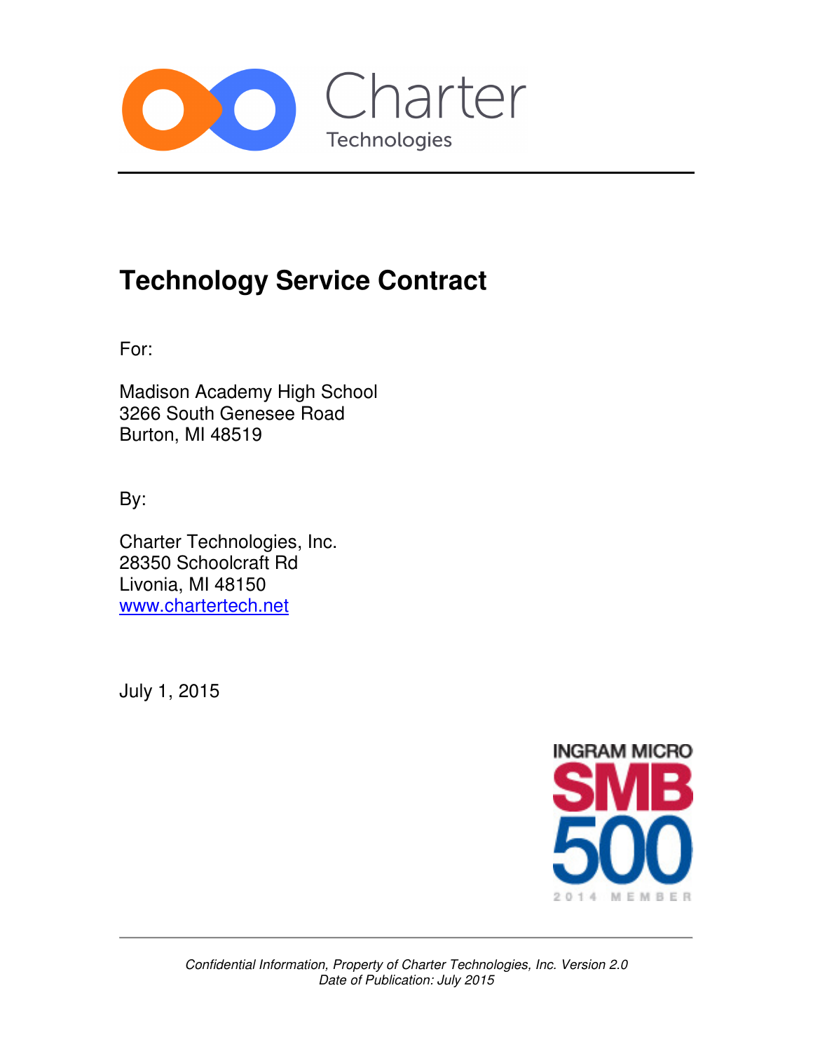Charter
Technologies

# Technology Service Contract

For:

Madison Academy High School
3266 South Genesee Road
Burton, MI 48519

By:

Charter Technologies, Inc.
28350 Schoolcraft Rd
Livonia, MI 48150
www.chartertech.net

July 1, 2015

INGRAM MICRO SMB 500 2014 MEMBER

*Confidential Information, Property of Charter Technologies, Inc. Version 2.0*
*Date of Publication: July 2015*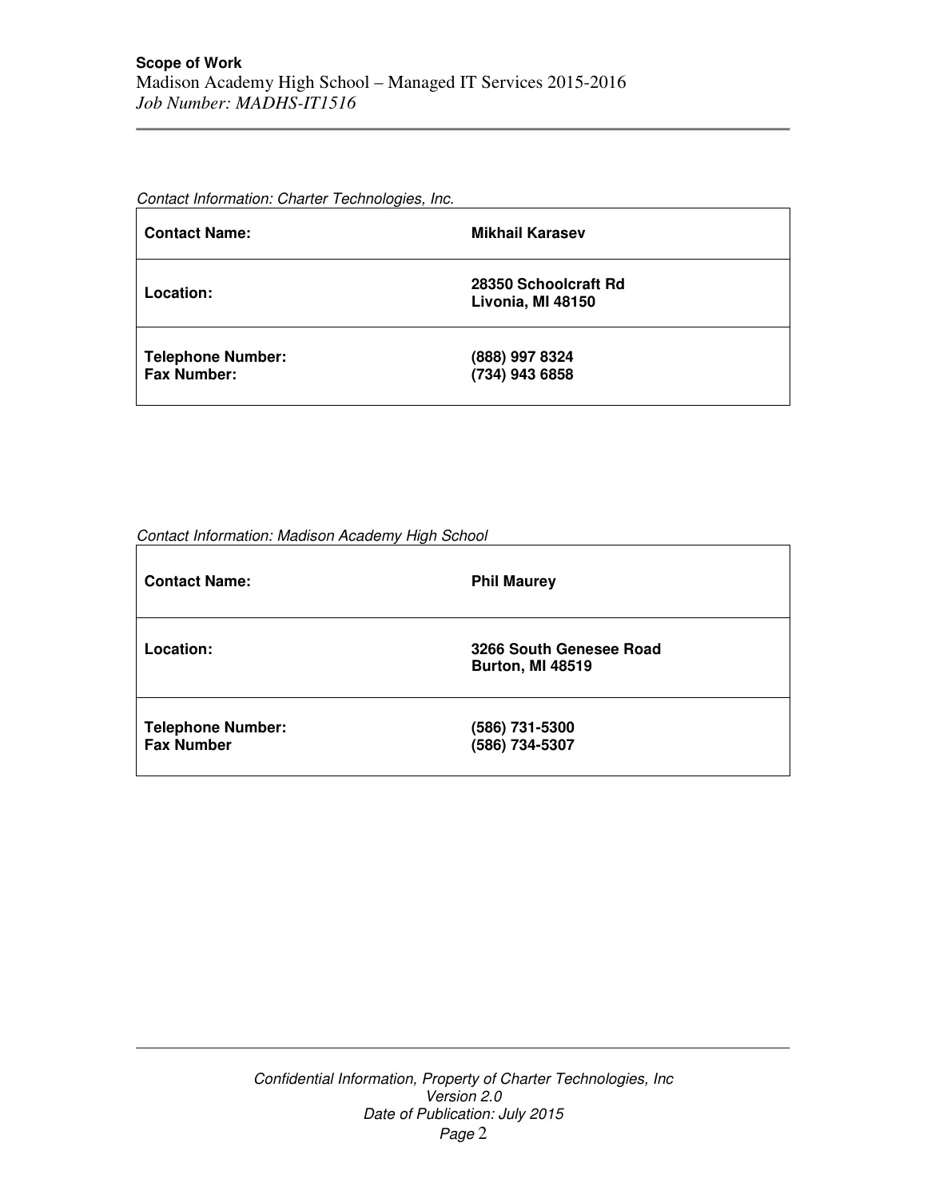*Contact Information: Charter Technologies, Inc.*

| | |
|---|---|
| **Contact Name:** | **Mikhail Karasev** |
| **Location:** | **28350 Schoolcraft Rd**<br>**Livonia, MI 48150** |
| **Telephone Number:**<br>**Fax Number:** | **(888) 997 8324**<br>**(734) 943 6858** |

*Contact Information: Madison Academy High School*

| | |
|---|---|
| **Contact Name:** | **Phil Maurey** |
| **Location:** | **3266 South Genesee Road**<br>**Burton, MI 48519** |
| **Telephone Number:**<br>**Fax Number** | **(586) 731-5300**<br>**(586) 734-5307** |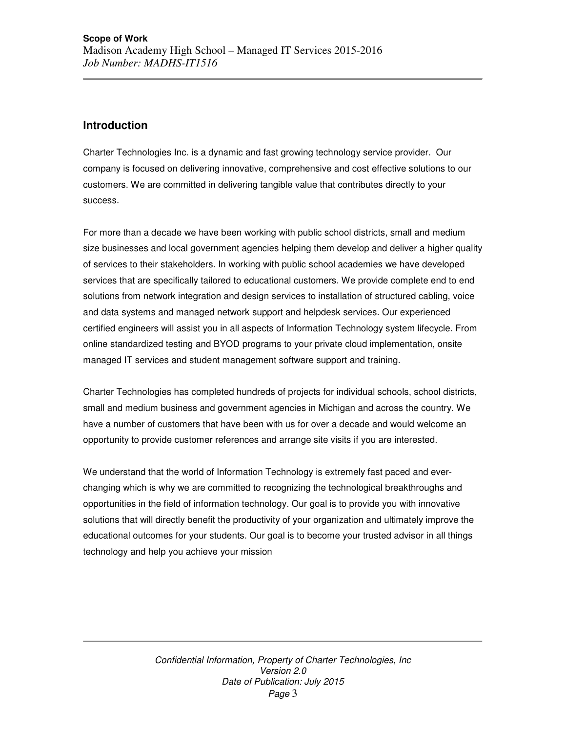## Introduction

Charter Technologies Inc. is a dynamic and fast growing technology service provider. Our company is focused on delivering innovative, comprehensive and cost effective solutions to our customers. We are committed in delivering tangible value that contributes directly to your success.

For more than a decade we have been working with public school districts, small and medium size businesses and local government agencies helping them develop and deliver a higher quality of services to their stakeholders. In working with public school academies we have developed services that are specifically tailored to educational customers. We provide complete end to end solutions from network integration and design services to installation of structured cabling, voice and data systems and managed network support and helpdesk services. Our experienced certified engineers will assist you in all aspects of Information Technology system lifecycle. From online standardized testing and BYOD programs to your private cloud implementation, onsite managed IT services and student management software support and training.

Charter Technologies has completed hundreds of projects for individual schools, school districts, small and medium business and government agencies in Michigan and across the country. We have a number of customers that have been with us for over a decade and would welcome an opportunity to provide customer references and arrange site visits if you are interested.

We understand that the world of Information Technology is extremely fast paced and ever-changing which is why we are committed to recognizing the technological breakthroughs and opportunities in the field of information technology. Our goal is to provide you with innovative solutions that will directly benefit the productivity of your organization and ultimately improve the educational outcomes for your students. Our goal is to become your trusted advisor in all things technology and help you achieve your mission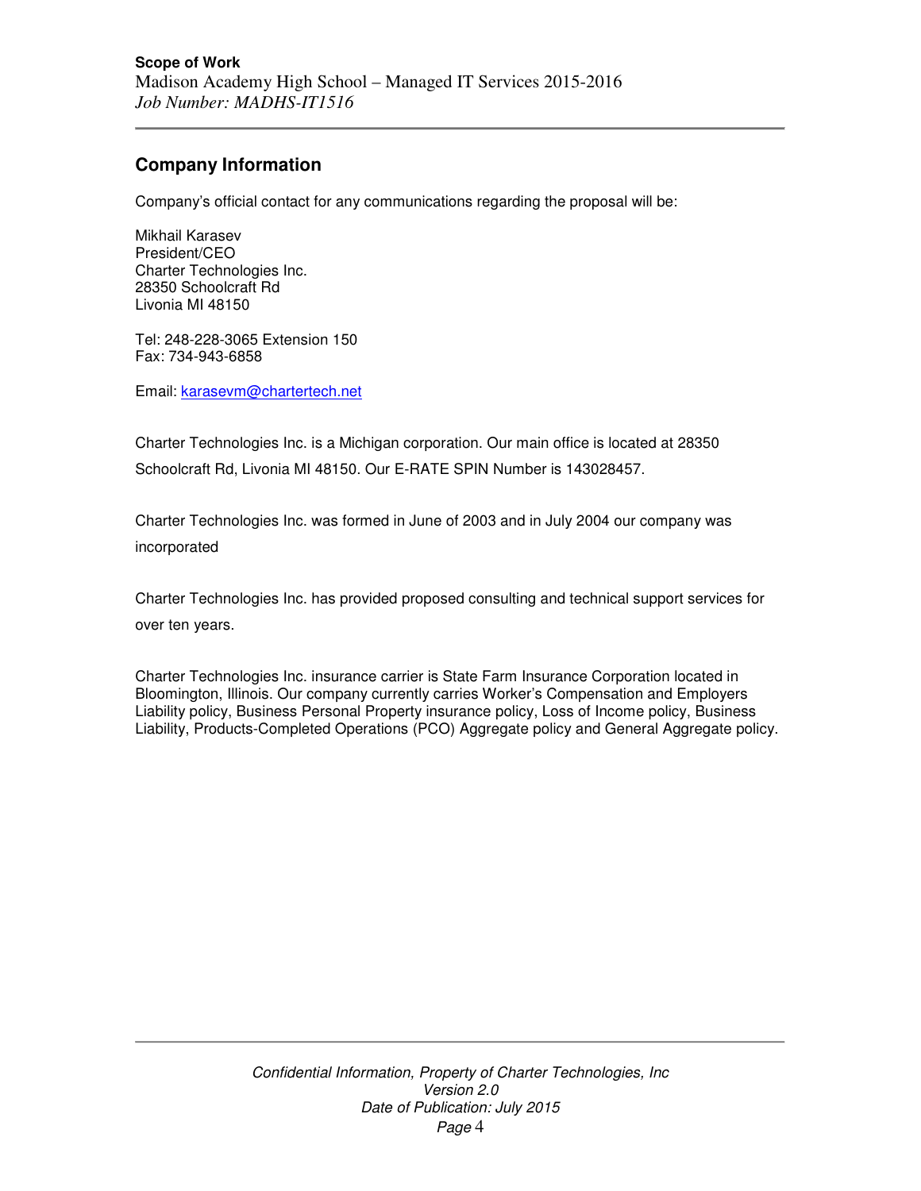## Company Information

Company's official contact for any communications regarding the proposal will be:

Mikhail Karasev
President/CEO
Charter Technologies Inc.
28350 Schoolcraft Rd
Livonia MI 48150

Tel: 248-228-3065 Extension 150
Fax: 734-943-6858

Email: karasevm@chartertech.net

Charter Technologies Inc. is a Michigan corporation. Our main office is located at 28350 Schoolcraft Rd, Livonia MI 48150. Our E-RATE SPIN Number is 143028457.

Charter Technologies Inc. was formed in June of 2003 and in July 2004 our company was incorporated

Charter Technologies Inc. has provided proposed consulting and technical support services for over ten years.

Charter Technologies Inc. insurance carrier is State Farm Insurance Corporation located in Bloomington, Illinois. Our company currently carries Worker's Compensation and Employers Liability policy, Business Personal Property insurance policy, Loss of Income policy, Business Liability, Products-Completed Operations (PCO) Aggregate policy and General Aggregate policy.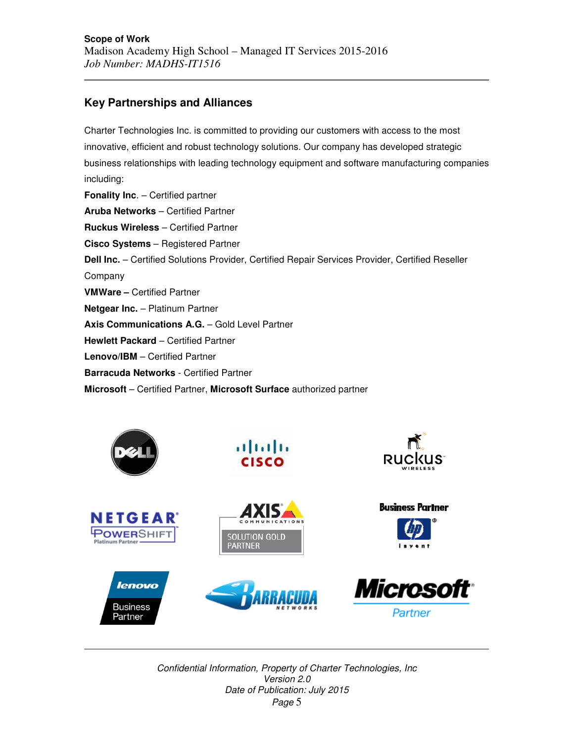## Key Partnerships and Alliances

Charter Technologies Inc. is committed to providing our customers with access to the most innovative, efficient and robust technology solutions. Our company has developed strategic business relationships with leading technology equipment and software manufacturing companies including:

**Fonality Inc**. – Certified partner
**Aruba Networks** – Certified Partner
**Ruckus Wireless** – Certified Partner
**Cisco Systems** – Registered Partner
**Dell Inc.** – Certified Solutions Provider, Certified Repair Services Provider, Certified Reseller Company
**VMWare –** Certified Partner
**Netgear Inc.** – Platinum Partner
**Axis Communications A.G.** – Gold Level Partner
**Hewlett Packard** – Certified Partner
**Lenovo/IBM** – Certified Partner
**Barracuda Networks** - Certified Partner
**Microsoft** – Certified Partner, **Microsoft Surface** authorized partner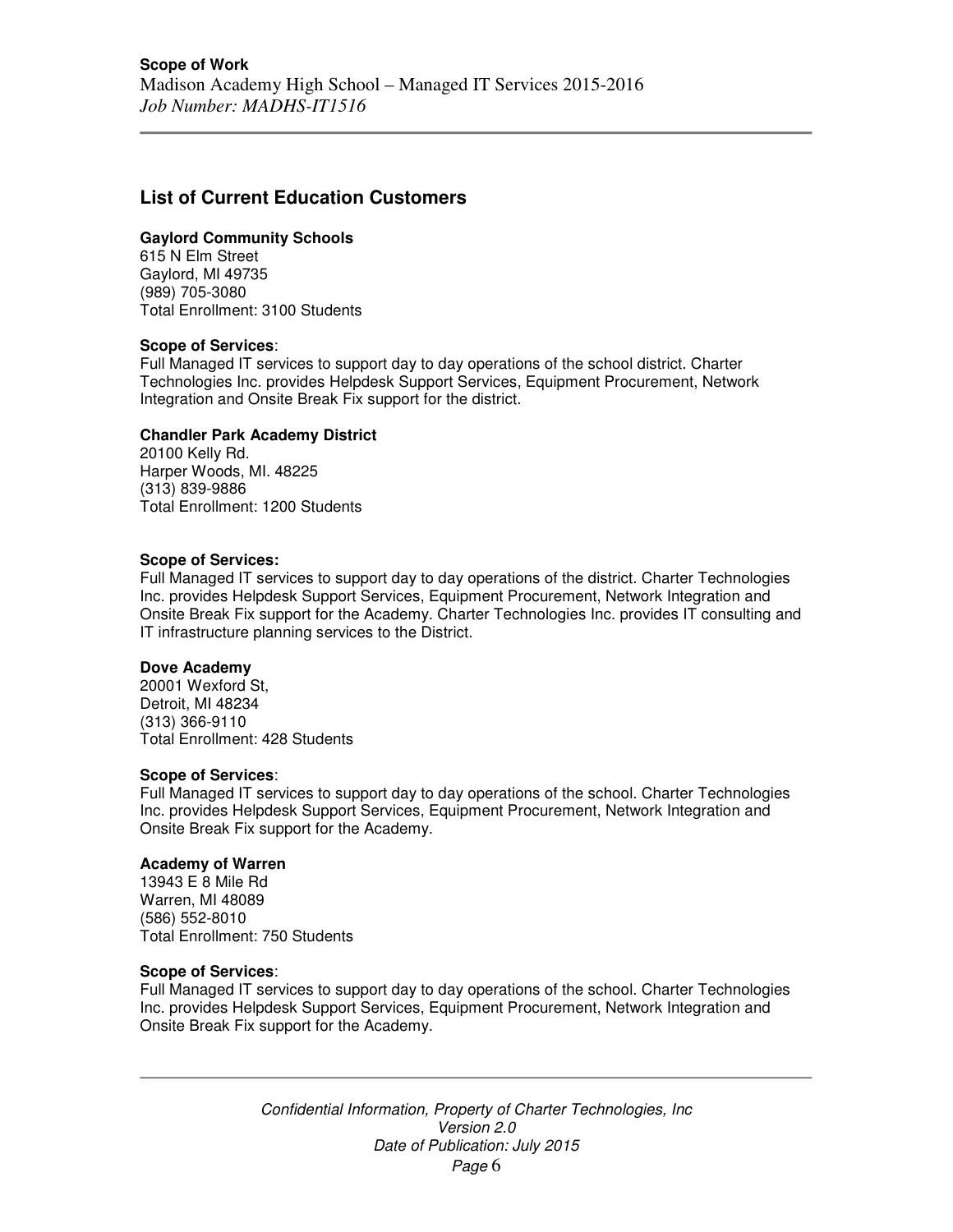## List of Current Education Customers

**Gaylord Community Schools**
615 N Elm Street
Gaylord, MI 49735
(989) 705-3080
Total Enrollment: 3100 Students

**Scope of Services**:
Full Managed IT services to support day to day operations of the school district. Charter Technologies Inc. provides Helpdesk Support Services, Equipment Procurement, Network Integration and Onsite Break Fix support for the district.

**Chandler Park Academy District**
20100 Kelly Rd.
Harper Woods, MI. 48225
(313) 839-9886
Total Enrollment: 1200 Students

**Scope of Services:**
Full Managed IT services to support day to day operations of the district. Charter Technologies Inc. provides Helpdesk Support Services, Equipment Procurement, Network Integration and Onsite Break Fix support for the Academy. Charter Technologies Inc. provides IT consulting and IT infrastructure planning services to the District.

**Dove Academy**
20001 Wexford St,
Detroit, MI 48234
(313) 366-9110
Total Enrollment: 428 Students

**Scope of Services**:
Full Managed IT services to support day to day operations of the school. Charter Technologies Inc. provides Helpdesk Support Services, Equipment Procurement, Network Integration and Onsite Break Fix support for the Academy.

**Academy of Warren**
13943 E 8 Mile Rd
Warren, MI 48089
(586) 552-8010
Total Enrollment: 750 Students

**Scope of Services**:
Full Managed IT services to support day to day operations of the school. Charter Technologies Inc. provides Helpdesk Support Services, Equipment Procurement, Network Integration and Onsite Break Fix support for the Academy.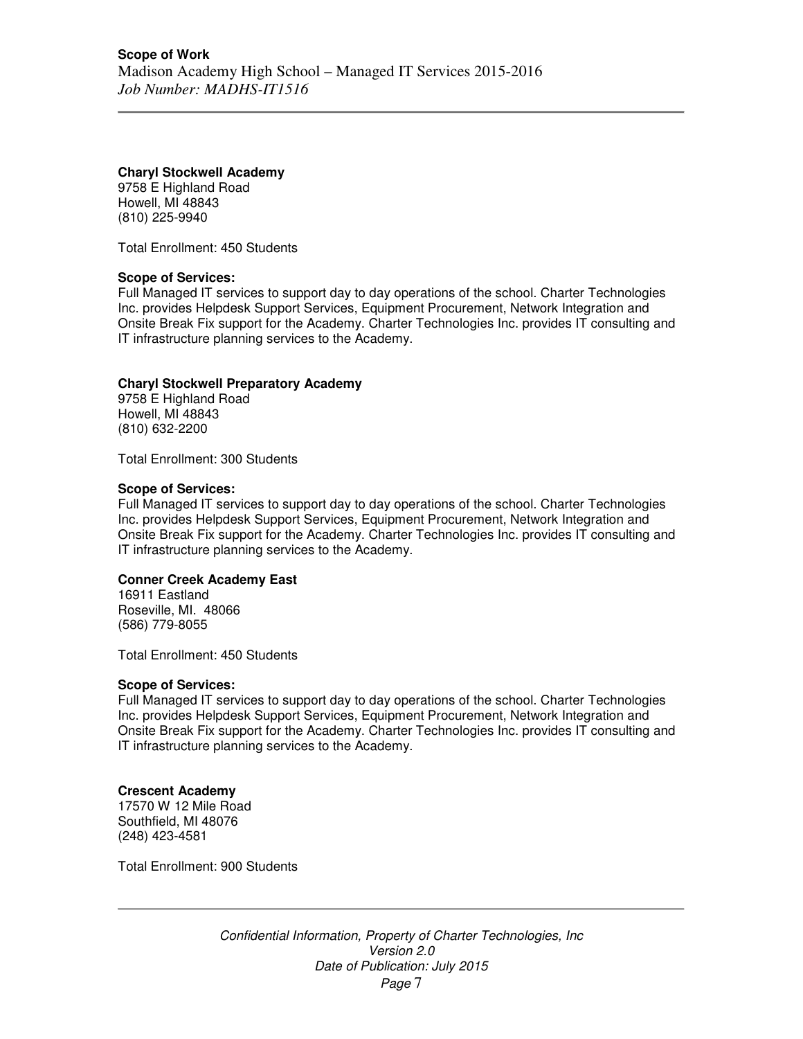**Charyl Stockwell Academy**
9758 E Highland Road
Howell, MI 48843
(810) 225-9940

Total Enrollment: 450 Students

**Scope of Services:**
Full Managed IT services to support day to day operations of the school. Charter Technologies Inc. provides Helpdesk Support Services, Equipment Procurement, Network Integration and Onsite Break Fix support for the Academy. Charter Technologies Inc. provides IT consulting and IT infrastructure planning services to the Academy.

**Charyl Stockwell Preparatory Academy**
9758 E Highland Road
Howell, MI 48843
(810) 632-2200

Total Enrollment: 300 Students

**Scope of Services:**
Full Managed IT services to support day to day operations of the school. Charter Technologies Inc. provides Helpdesk Support Services, Equipment Procurement, Network Integration and Onsite Break Fix support for the Academy. Charter Technologies Inc. provides IT consulting and IT infrastructure planning services to the Academy.

**Conner Creek Academy East**
16911 Eastland
Roseville, MI. 48066
(586) 779-8055

Total Enrollment: 450 Students

**Scope of Services:**
Full Managed IT services to support day to day operations of the school. Charter Technologies Inc. provides Helpdesk Support Services, Equipment Procurement, Network Integration and Onsite Break Fix support for the Academy. Charter Technologies Inc. provides IT consulting and IT infrastructure planning services to the Academy.

**Crescent Academy**
17570 W 12 Mile Road
Southfield, MI 48076
(248) 423-4581

Total Enrollment: 900 Students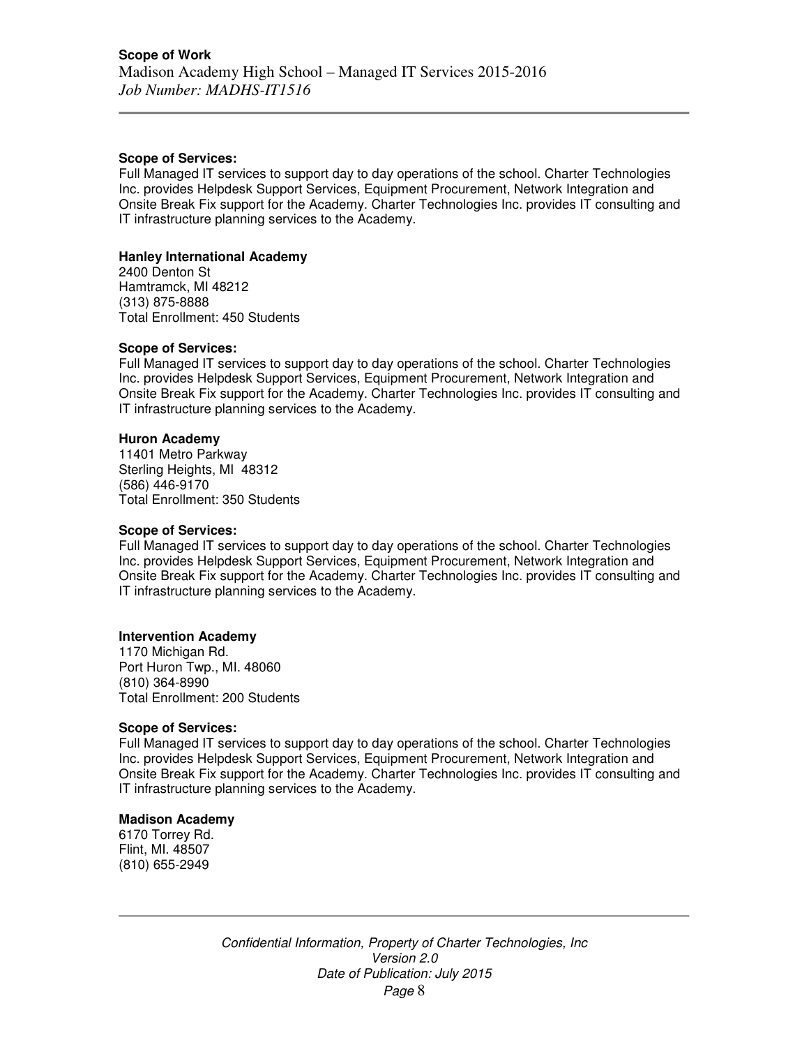**Scope of Services:**
Full Managed IT services to support day to day operations of the school. Charter Technologies Inc. provides Helpdesk Support Services, Equipment Procurement, Network Integration and Onsite Break Fix support for the Academy. Charter Technologies Inc. provides IT consulting and IT infrastructure planning services to the Academy.

**Hanley International Academy**
2400 Denton St
Hamtramck, MI 48212
(313) 875-8888
Total Enrollment: 450 Students

**Scope of Services:**
Full Managed IT services to support day to day operations of the school. Charter Technologies Inc. provides Helpdesk Support Services, Equipment Procurement, Network Integration and Onsite Break Fix support for the Academy. Charter Technologies Inc. provides IT consulting and IT infrastructure planning services to the Academy.

**Huron Academy**
11401 Metro Parkway
Sterling Heights, MI 48312
(586) 446-9170
Total Enrollment: 350 Students

**Scope of Services:**
Full Managed IT services to support day to day operations of the school. Charter Technologies Inc. provides Helpdesk Support Services, Equipment Procurement, Network Integration and Onsite Break Fix support for the Academy. Charter Technologies Inc. provides IT consulting and IT infrastructure planning services to the Academy.

**Intervention Academy**
1170 Michigan Rd.
Port Huron Twp., MI. 48060
(810) 364-8990
Total Enrollment: 200 Students

**Scope of Services:**
Full Managed IT services to support day to day operations of the school. Charter Technologies Inc. provides Helpdesk Support Services, Equipment Procurement, Network Integration and Onsite Break Fix support for the Academy. Charter Technologies Inc. provides IT consulting and IT infrastructure planning services to the Academy.

**Madison Academy**
6170 Torrey Rd.
Flint, MI. 48507
(810) 655-2949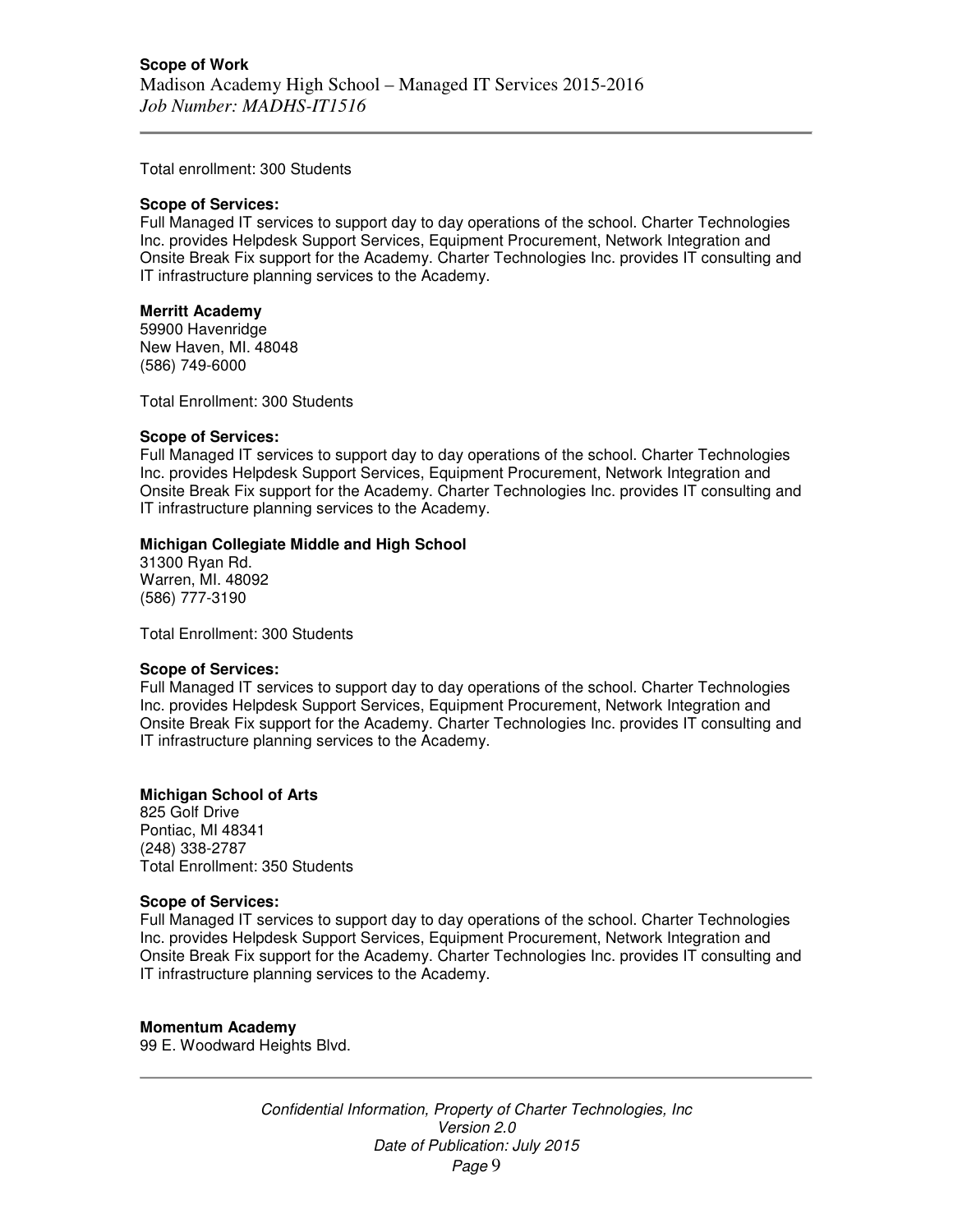Total enrollment: 300 Students

**Scope of Services:**
Full Managed IT services to support day to day operations of the school. Charter Technologies Inc. provides Helpdesk Support Services, Equipment Procurement, Network Integration and Onsite Break Fix support for the Academy. Charter Technologies Inc. provides IT consulting and IT infrastructure planning services to the Academy.

**Merritt Academy**
59900 Havenridge
New Haven, MI. 48048
(586) 749-6000

Total Enrollment: 300 Students

**Scope of Services:**
Full Managed IT services to support day to day operations of the school. Charter Technologies Inc. provides Helpdesk Support Services, Equipment Procurement, Network Integration and Onsite Break Fix support for the Academy. Charter Technologies Inc. provides IT consulting and IT infrastructure planning services to the Academy.

**Michigan Collegiate Middle and High School**
31300 Ryan Rd.
Warren, MI. 48092
(586) 777-3190

Total Enrollment: 300 Students

**Scope of Services:**
Full Managed IT services to support day to day operations of the school. Charter Technologies Inc. provides Helpdesk Support Services, Equipment Procurement, Network Integration and Onsite Break Fix support for the Academy. Charter Technologies Inc. provides IT consulting and IT infrastructure planning services to the Academy.

**Michigan School of Arts**
825 Golf Drive
Pontiac, MI 48341
(248) 338-2787
Total Enrollment: 350 Students

**Scope of Services:**
Full Managed IT services to support day to day operations of the school. Charter Technologies Inc. provides Helpdesk Support Services, Equipment Procurement, Network Integration and Onsite Break Fix support for the Academy. Charter Technologies Inc. provides IT consulting and IT infrastructure planning services to the Academy.

**Momentum Academy**
99 E. Woodward Heights Blvd.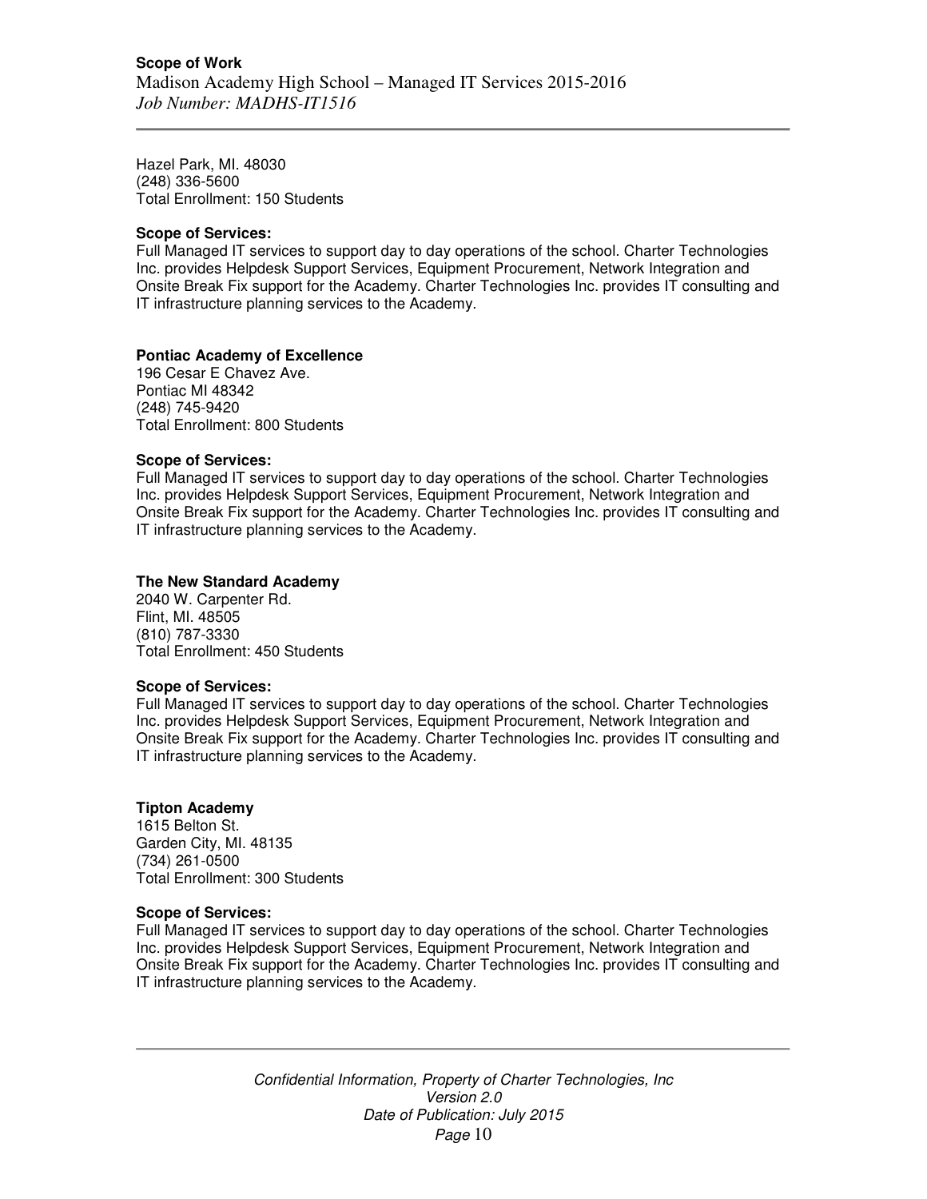Hazel Park, MI. 48030
(248) 336-5600
Total Enrollment: 150 Students

**Scope of Services:**
Full Managed IT services to support day to day operations of the school. Charter Technologies Inc. provides Helpdesk Support Services, Equipment Procurement, Network Integration and Onsite Break Fix support for the Academy. Charter Technologies Inc. provides IT consulting and IT infrastructure planning services to the Academy.

**Pontiac Academy of Excellence**
196 Cesar E Chavez Ave.
Pontiac MI 48342
(248) 745-9420
Total Enrollment: 800 Students

**Scope of Services:**
Full Managed IT services to support day to day operations of the school. Charter Technologies Inc. provides Helpdesk Support Services, Equipment Procurement, Network Integration and Onsite Break Fix support for the Academy. Charter Technologies Inc. provides IT consulting and IT infrastructure planning services to the Academy.

**The New Standard Academy**
2040 W. Carpenter Rd.
Flint, MI. 48505
(810) 787-3330
Total Enrollment: 450 Students

**Scope of Services:**
Full Managed IT services to support day to day operations of the school. Charter Technologies Inc. provides Helpdesk Support Services, Equipment Procurement, Network Integration and Onsite Break Fix support for the Academy. Charter Technologies Inc. provides IT consulting and IT infrastructure planning services to the Academy.

**Tipton Academy**
1615 Belton St.
Garden City, MI. 48135
(734) 261-0500
Total Enrollment: 300 Students

**Scope of Services:**
Full Managed IT services to support day to day operations of the school. Charter Technologies Inc. provides Helpdesk Support Services, Equipment Procurement, Network Integration and Onsite Break Fix support for the Academy. Charter Technologies Inc. provides IT consulting and IT infrastructure planning services to the Academy.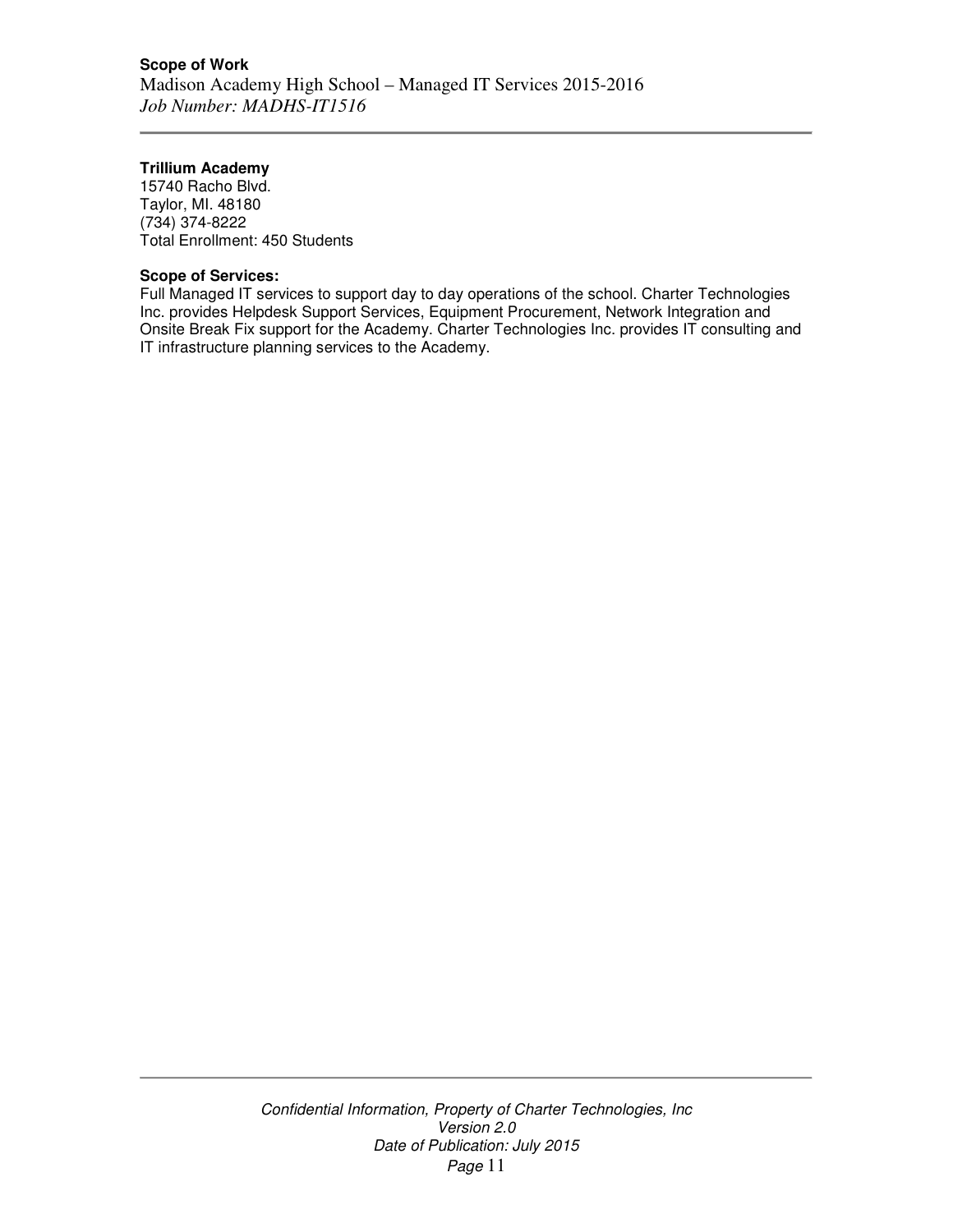**Trillium Academy**
15740 Racho Blvd.
Taylor, MI. 48180
(734) 374-8222
Total Enrollment: 450 Students

**Scope of Services:**

Full Managed IT services to support day to day operations of the school. Charter Technologies Inc. provides Helpdesk Support Services, Equipment Procurement, Network Integration and Onsite Break Fix support for the Academy. Charter Technologies Inc. provides IT consulting and IT infrastructure planning services to the Academy.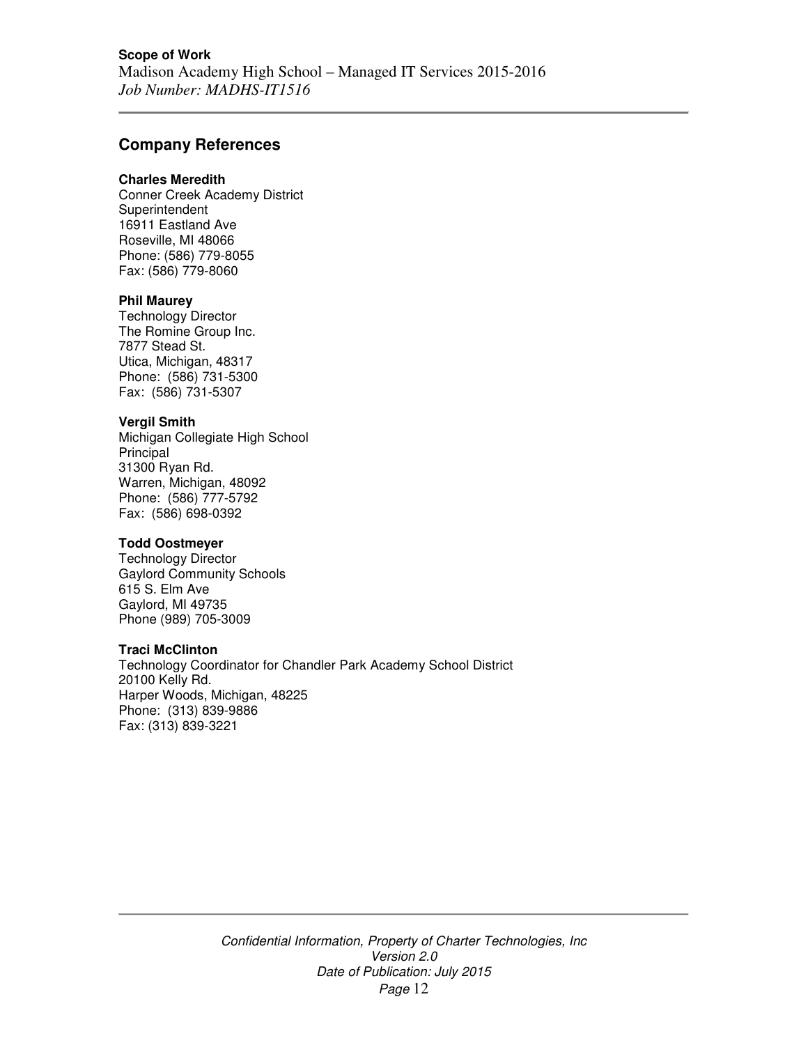## Company References

**Charles Meredith**
Conner Creek Academy District
Superintendent
16911 Eastland Ave
Roseville, MI 48066
Phone: (586) 779-8055
Fax: (586) 779-8060

**Phil Maurey**
Technology Director
The Romine Group Inc.
7877 Stead St.
Utica, Michigan, 48317
Phone: (586) 731-5300
Fax: (586) 731-5307

**Vergil Smith**
Michigan Collegiate High School
Principal
31300 Ryan Rd.
Warren, Michigan, 48092
Phone: (586) 777-5792
Fax: (586) 698-0392

**Todd Oostmeyer**
Technology Director
Gaylord Community Schools
615 S. Elm Ave
Gaylord, MI 49735
Phone (989) 705-3009

**Traci McClinton**
Technology Coordinator for Chandler Park Academy School District
20100 Kelly Rd.
Harper Woods, Michigan, 48225
Phone: (313) 839-9886
Fax: (313) 839-3221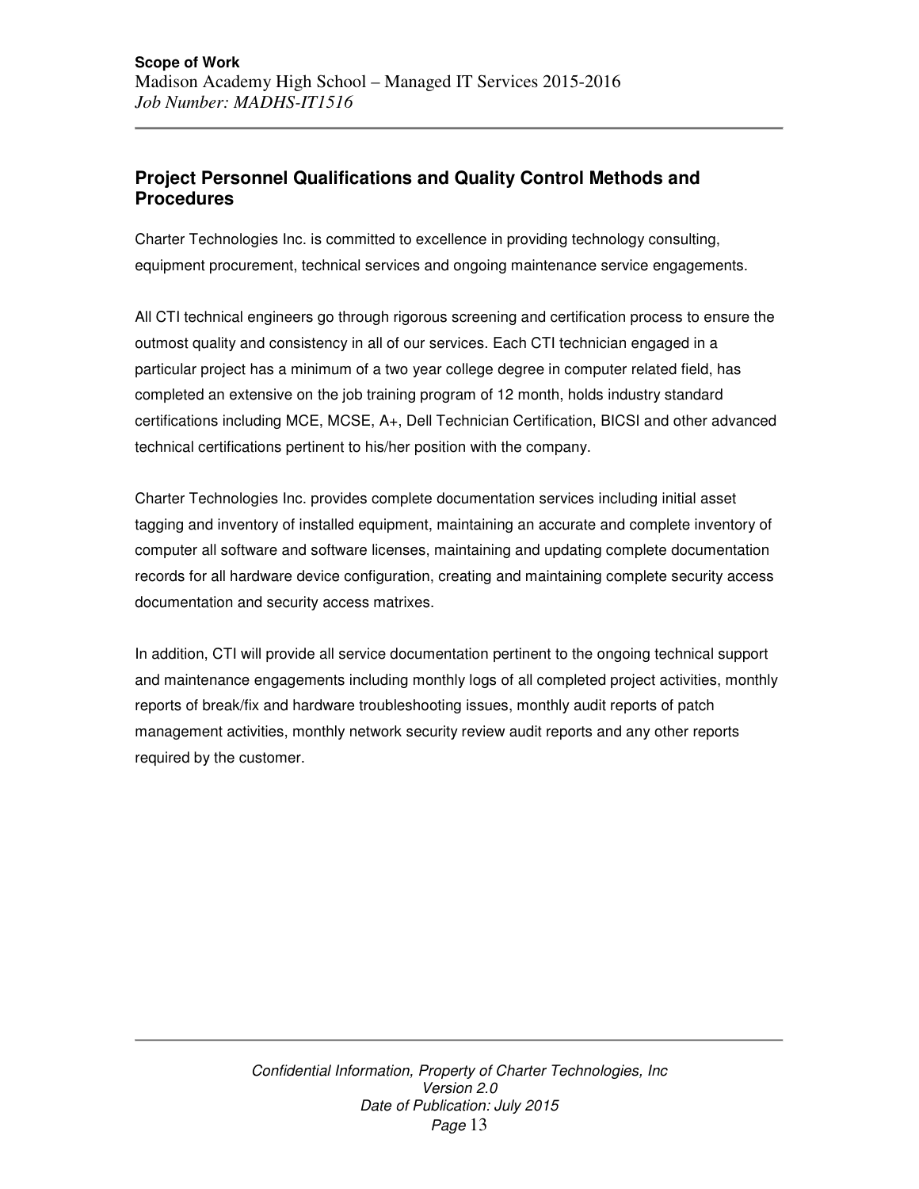## Project Personnel Qualifications and Quality Control Methods and Procedures

Charter Technologies Inc. is committed to excellence in providing technology consulting, equipment procurement, technical services and ongoing maintenance service engagements.

All CTI technical engineers go through rigorous screening and certification process to ensure the outmost quality and consistency in all of our services. Each CTI technician engaged in a particular project has a minimum of a two year college degree in computer related field, has completed an extensive on the job training program of 12 month, holds industry standard certifications including MCE, MCSE, A+, Dell Technician Certification, BICSI and other advanced technical certifications pertinent to his/her position with the company.

Charter Technologies Inc. provides complete documentation services including initial asset tagging and inventory of installed equipment, maintaining an accurate and complete inventory of computer all software and software licenses, maintaining and updating complete documentation records for all hardware device configuration, creating and maintaining complete security access documentation and security access matrixes.

In addition, CTI will provide all service documentation pertinent to the ongoing technical support and maintenance engagements including monthly logs of all completed project activities, monthly reports of break/fix and hardware troubleshooting issues, monthly audit reports of patch management activities, monthly network security review audit reports and any other reports required by the customer.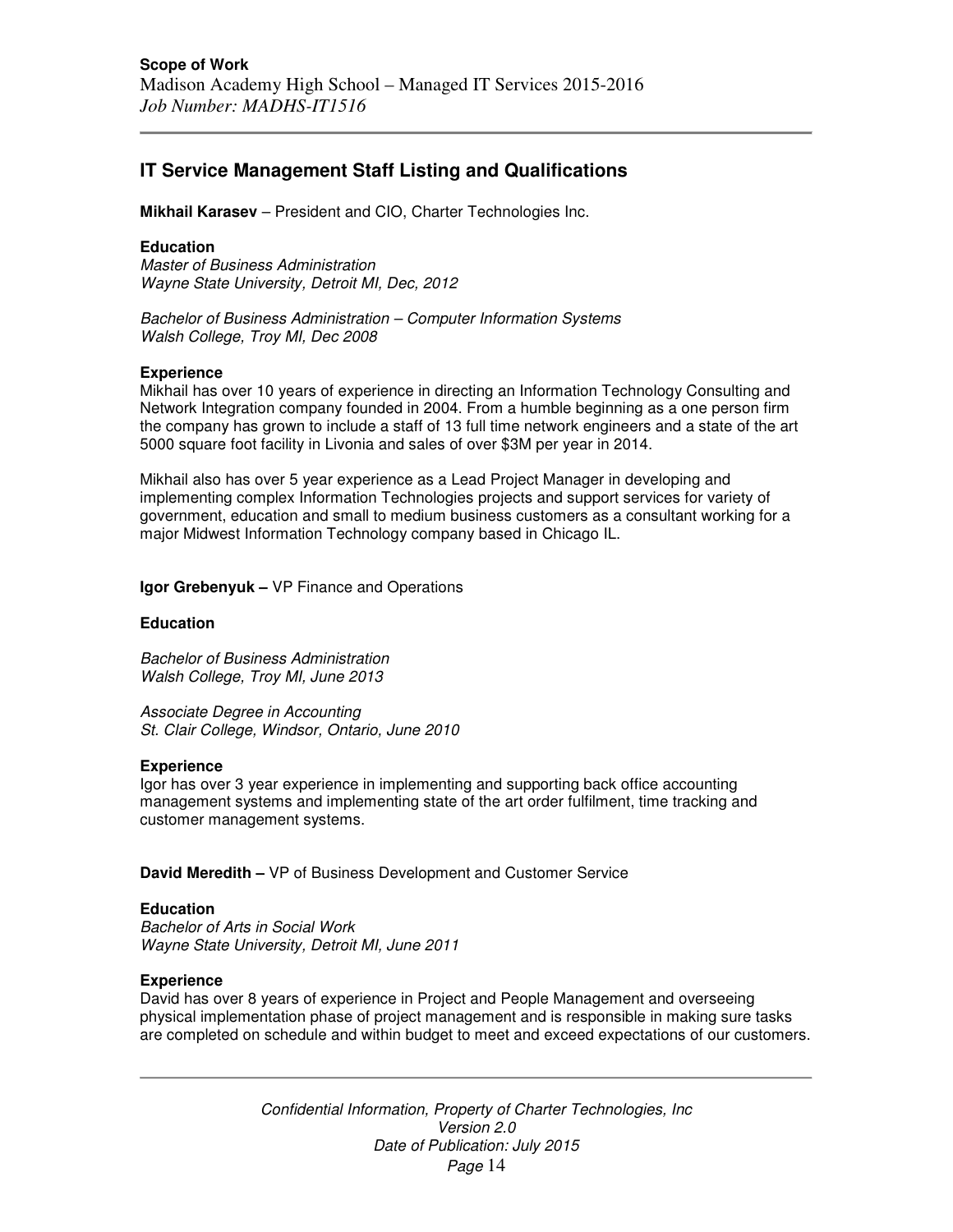## IT Service Management Staff Listing and Qualifications

**Mikhail Karasev** – President and CIO, Charter Technologies Inc.

**Education**

*Master of Business Administration*
*Wayne State University, Detroit MI, Dec, 2012*

*Bachelor of Business Administration – Computer Information Systems*
*Walsh College, Troy MI, Dec 2008*

**Experience**

Mikhail has over 10 years of experience in directing an Information Technology Consulting and Network Integration company founded in 2004. From a humble beginning as a one person firm the company has grown to include a staff of 13 full time network engineers and a state of the art 5000 square foot facility in Livonia and sales of over $3M per year in 2014.

Mikhail also has over 5 year experience as a Lead Project Manager in developing and implementing complex Information Technologies projects and support services for variety of government, education and small to medium business customers as a consultant working for a major Midwest Information Technology company based in Chicago IL.

**Igor Grebenyuk –** VP Finance and Operations

**Education**

*Bachelor of Business Administration*
*Walsh College, Troy MI, June 2013*

*Associate Degree in Accounting*
*St. Clair College, Windsor, Ontario, June 2010*

**Experience**

Igor has over 3 year experience in implementing and supporting back office accounting management systems and implementing state of the art order fulfilment, time tracking and customer management systems.

**David Meredith –** VP of Business Development and Customer Service

**Education**

*Bachelor of Arts in Social Work*
*Wayne State University, Detroit MI, June 2011*

**Experience**

David has over 8 years of experience in Project and People Management and overseeing physical implementation phase of project management and is responsible in making sure tasks are completed on schedule and within budget to meet and exceed expectations of our customers.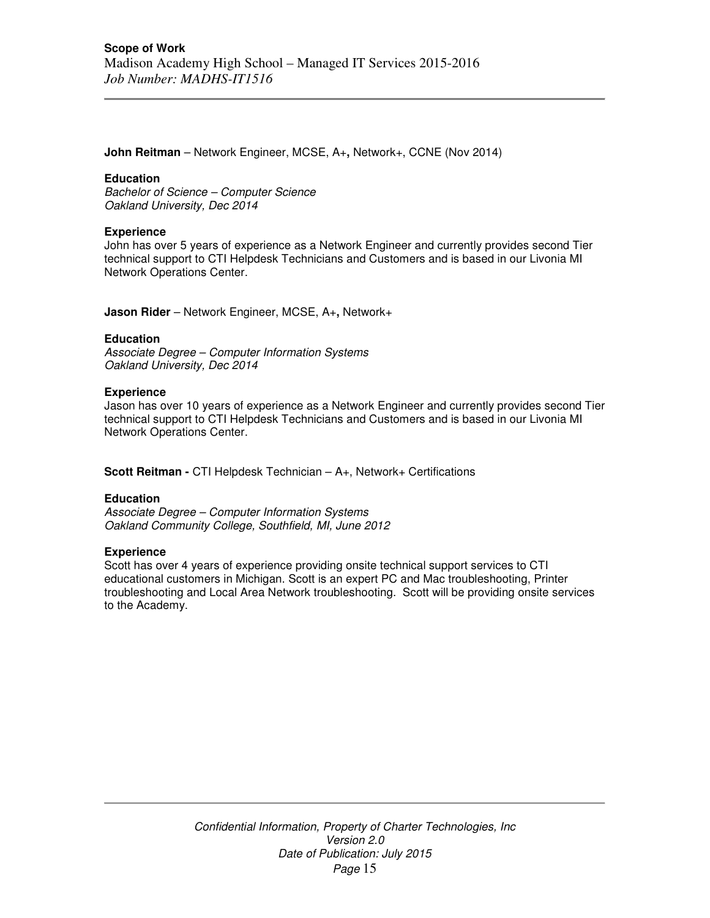**John Reitman** – Network Engineer, MCSE, A+**,** Network+, CCNE (Nov 2014)

**Education**

*Bachelor of Science – Computer Science*
*Oakland University, Dec 2014*

**Experience**

John has over 5 years of experience as a Network Engineer and currently provides second Tier technical support to CTI Helpdesk Technicians and Customers and is based in our Livonia MI Network Operations Center.

**Jason Rider** – Network Engineer, MCSE, A+**,** Network+

**Education**

*Associate Degree – Computer Information Systems*
*Oakland University, Dec 2014*

**Experience**

Jason has over 10 years of experience as a Network Engineer and currently provides second Tier technical support to CTI Helpdesk Technicians and Customers and is based in our Livonia MI Network Operations Center.

**Scott Reitman -** CTI Helpdesk Technician – A+, Network+ Certifications

**Education**

*Associate Degree – Computer Information Systems*
*Oakland Community College, Southfield, MI, June 2012*

**Experience**

Scott has over 4 years of experience providing onsite technical support services to CTI educational customers in Michigan. Scott is an expert PC and Mac troubleshooting, Printer troubleshooting and Local Area Network troubleshooting. Scott will be providing onsite services to the Academy.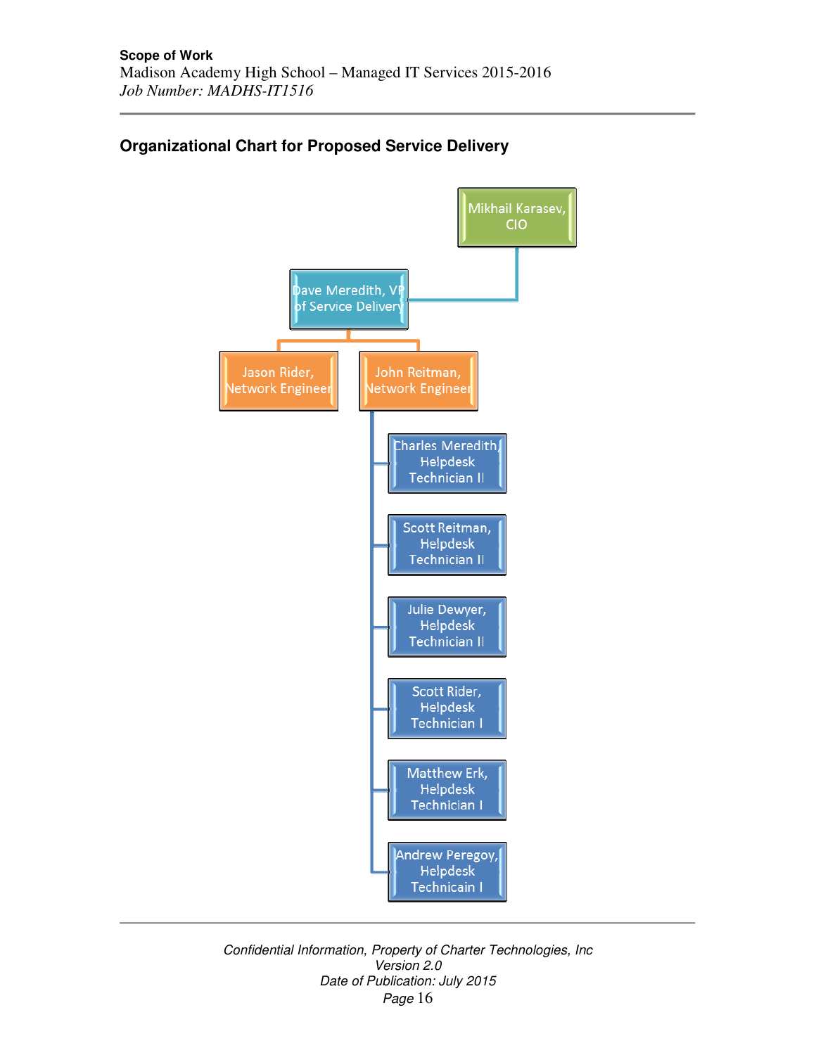## Organizational Chart for Proposed Service Delivery

- Mikhail Karasev, CIO
  - Dave Meredith, VP of Service Delivery
    - Jason Rider, Network Engineer
    - John Reitman, Network Engineer
      - Charles Meredith, Helpdesk Technician II
      - Scott Reitman, Helpdesk Technician II
      - Julie Dewyer, Helpdesk Technician II
      - Scott Rider, Helpdesk Technician I
      - Matthew Erk, Helpdesk Technician I
      - Andrew Peregoy, Helpdesk Technicain I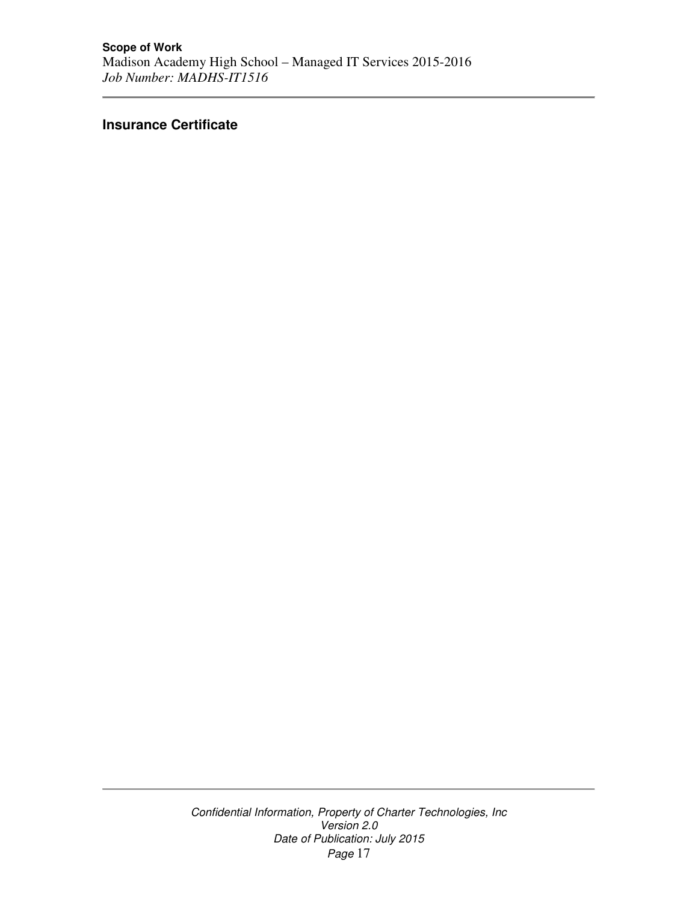## Insurance Certificate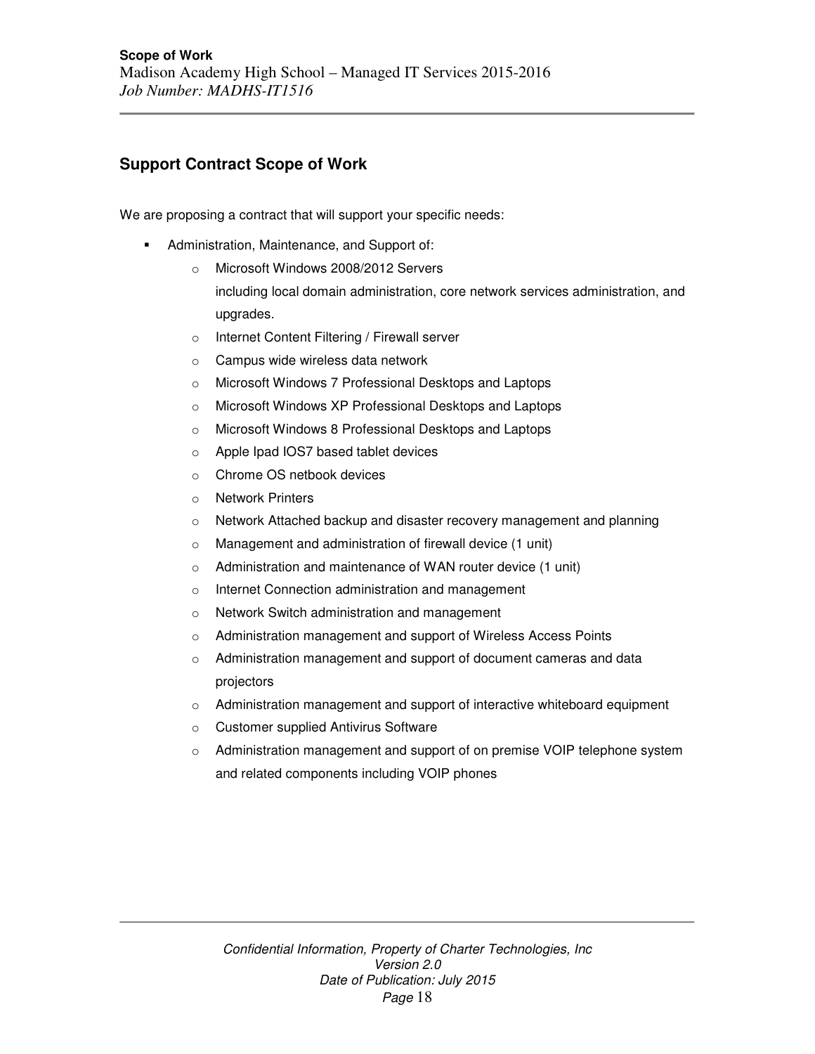## Support Contract Scope of Work

We are proposing a contract that will support your specific needs:

- Administration, Maintenance, and Support of:
  - Microsoft Windows 2008/2012 Servers
    including local domain administration, core network services administration, and upgrades.
  - Internet Content Filtering / Firewall server
  - Campus wide wireless data network
  - Microsoft Windows 7 Professional Desktops and Laptops
  - Microsoft Windows XP Professional Desktops and Laptops
  - Microsoft Windows 8 Professional Desktops and Laptops
  - Apple Ipad IOS7 based tablet devices
  - Chrome OS netbook devices
  - Network Printers
  - Network Attached backup and disaster recovery management and planning
  - Management and administration of firewall device (1 unit)
  - Administration and maintenance of WAN router device (1 unit)
  - Internet Connection administration and management
  - Network Switch administration and management
  - Administration management and support of Wireless Access Points
  - Administration management and support of document cameras and data projectors
  - Administration management and support of interactive whiteboard equipment
  - Customer supplied Antivirus Software
  - Administration management and support of on premise VOIP telephone system and related components including VOIP phones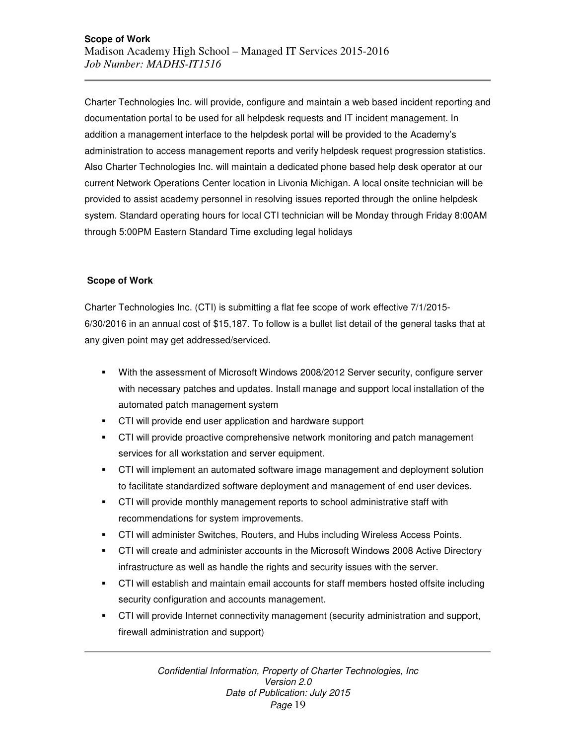Charter Technologies Inc. will provide, configure and maintain a web based incident reporting and documentation portal to be used for all helpdesk requests and IT incident management. In addition a management interface to the helpdesk portal will be provided to the Academy's administration to access management reports and verify helpdesk request progression statistics. Also Charter Technologies Inc. will maintain a dedicated phone based help desk operator at our current Network Operations Center location in Livonia Michigan. A local onsite technician will be provided to assist academy personnel in resolving issues reported through the online helpdesk system. Standard operating hours for local CTI technician will be Monday through Friday 8:00AM through 5:00PM Eastern Standard Time excluding legal holidays

## Scope of Work

Charter Technologies Inc. (CTI) is submitting a flat fee scope of work effective 7/1/2015-6/30/2016 in an annual cost of $15,187. To follow is a bullet list detail of the general tasks that at any given point may get addressed/serviced.

- With the assessment of Microsoft Windows 2008/2012 Server security, configure server with necessary patches and updates. Install manage and support local installation of the automated patch management system
- CTI will provide end user application and hardware support
- CTI will provide proactive comprehensive network monitoring and patch management services for all workstation and server equipment.
- CTI will implement an automated software image management and deployment solution to facilitate standardized software deployment and management of end user devices.
- CTI will provide monthly management reports to school administrative staff with recommendations for system improvements.
- CTI will administer Switches, Routers, and Hubs including Wireless Access Points.
- CTI will create and administer accounts in the Microsoft Windows 2008 Active Directory infrastructure as well as handle the rights and security issues with the server.
- CTI will establish and maintain email accounts for staff members hosted offsite including security configuration and accounts management.
- CTI will provide Internet connectivity management (security administration and support, firewall administration and support)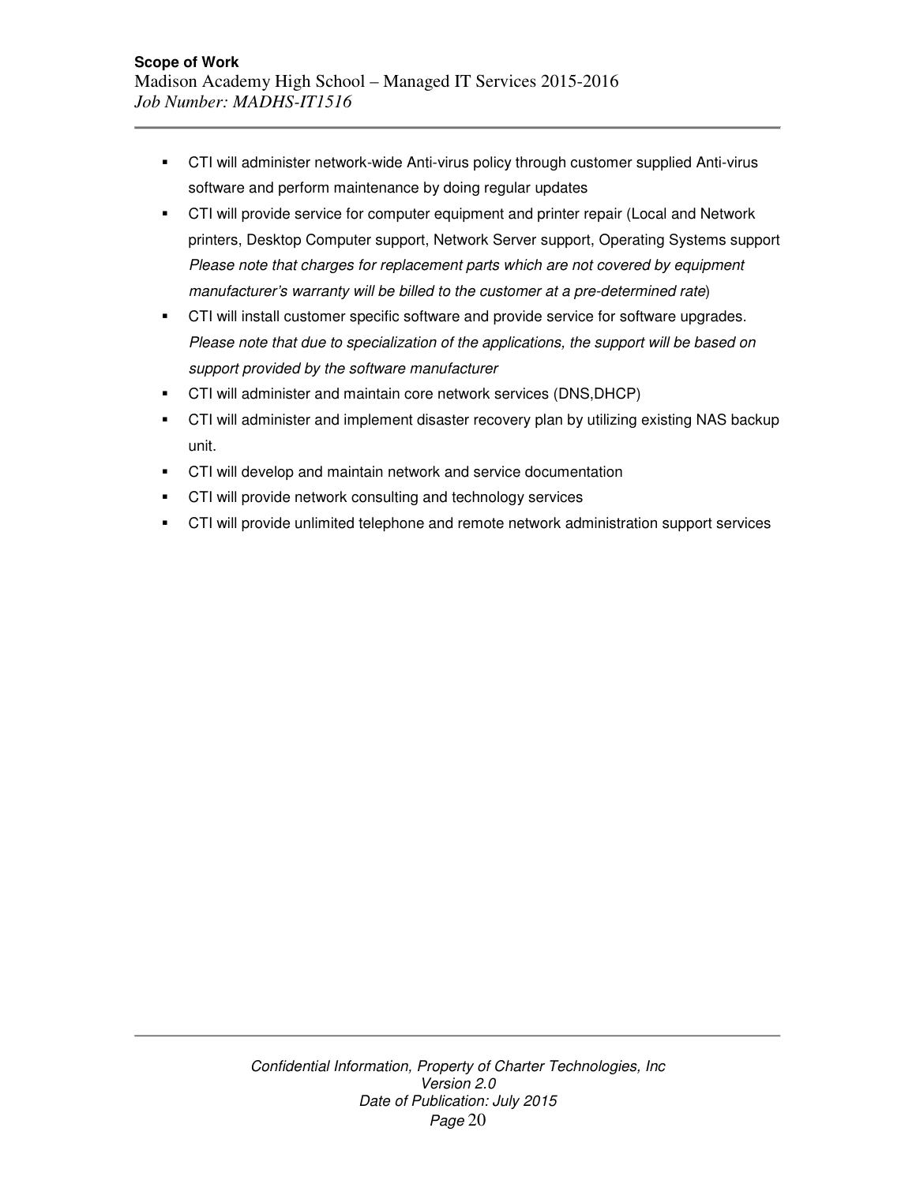- CTI will administer network-wide Anti-virus policy through customer supplied Anti-virus software and perform maintenance by doing regular updates
- CTI will provide service for computer equipment and printer repair (Local and Network printers, Desktop Computer support, Network Server support, Operating Systems support *Please note that charges for replacement parts which are not covered by equipment manufacturer's warranty will be billed to the customer at a pre-determined rate*)
- CTI will install customer specific software and provide service for software upgrades. *Please note that due to specialization of the applications, the support will be based on support provided by the software manufacturer*
- CTI will administer and maintain core network services (DNS,DHCP)
- CTI will administer and implement disaster recovery plan by utilizing existing NAS backup unit.
- CTI will develop and maintain network and service documentation
- CTI will provide network consulting and technology services
- CTI will provide unlimited telephone and remote network administration support services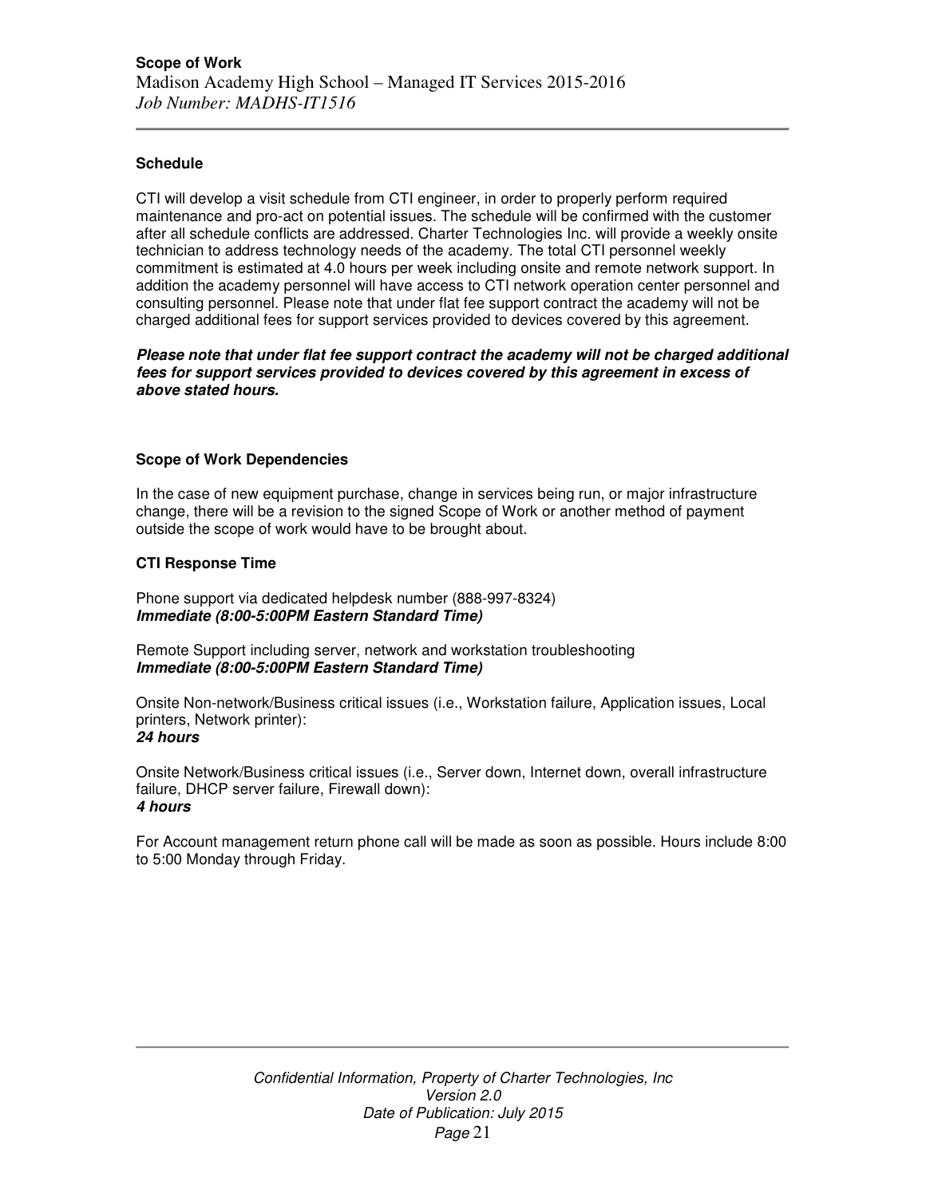**Schedule**

CTI will develop a visit schedule from CTI engineer, in order to properly perform required maintenance and pro-act on potential issues. The schedule will be confirmed with the customer after all schedule conflicts are addressed. Charter Technologies Inc. will provide a weekly onsite technician to address technology needs of the academy. The total CTI personnel weekly commitment is estimated at 4.0 hours per week including onsite and remote network support. In addition the academy personnel will have access to CTI network operation center personnel and consulting personnel. Please note that under flat fee support contract the academy will not be charged additional fees for support services provided to devices covered by this agreement.

***Please note that under flat fee support contract the academy will not be charged additional fees for support services provided to devices covered by this agreement in excess of above stated hours.***

**Scope of Work Dependencies**

In the case of new equipment purchase, change in services being run, or major infrastructure change, there will be a revision to the signed Scope of Work or another method of payment outside the scope of work would have to be brought about.

**CTI Response Time**

Phone support via dedicated helpdesk number (888-997-8324)
***Immediate (8:00-5:00PM Eastern Standard Time)***

Remote Support including server, network and workstation troubleshooting
***Immediate (8:00-5:00PM Eastern Standard Time)***

Onsite Non-network/Business critical issues (i.e., Workstation failure, Application issues, Local printers, Network printer):
***24 hours***

Onsite Network/Business critical issues (i.e., Server down, Internet down, overall infrastructure failure, DHCP server failure, Firewall down):
***4 hours***

For Account management return phone call will be made as soon as possible. Hours include 8:00 to 5:00 Monday through Friday.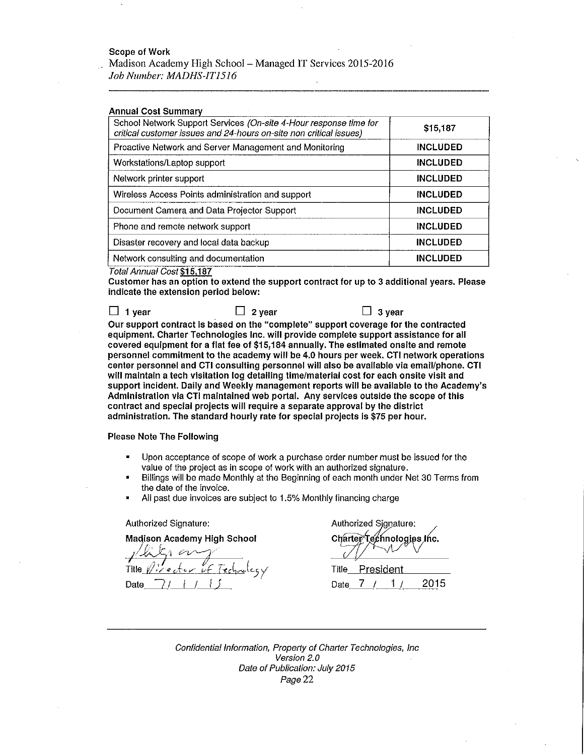**Scope of Work**
Madison Academy High School – Managed IT Services 2015-2016
*Job Number: MADHS-IT1516*

**Annual Cost Summary**

| Service | Cost |
|---|---|
| School Network Support Services *(On-site 4-Hour response time for critical customer issues and 24-hours on-site non critical issues)* | $15,187 |
| Proactive Network and Server Management and Monitoring | **INCLUDED** |
| Workstations/Laptop support | **INCLUDED** |
| Network printer support | **INCLUDED** |
| Wireless Access Points administration and support | **INCLUDED** |
| Document Camera and Data Projector Support | **INCLUDED** |
| Phone and remote network support | **INCLUDED** |
| Disaster recovery and local data backup | **INCLUDED** |
| Network consulting and documentation | **INCLUDED** |

*Total Annual Cost* **$15,187**

**Customer has an option to extend the support contract for up to 3 additional years. Please indicate the extension period below:**

☐ 1 year ☐ 2 year ☐ 3 year

**Our support contract is based on the "complete" support coverage for the contracted equipment. Charter Technologies Inc. will provide complete support assistance for all covered equipment for a flat fee of $15,184 annually. The estimated onsite and remote personnel commitment to the academy will be 4.0 hours per week. CTI network operations center personnel and CTI consulting personnel will also be available via email/phone. CTI will maintain a tech visitation log detailing time/material cost for each onsite visit and support incident. Daily and Weekly management reports will be available to the Academy's Administration via CTI maintained web portal. Any services outside the scope of this contract and special projects will require a separate approval by the district administration. The standard hourly rate for special projects is $75 per hour.**

**Please Note The Following**

- Upon acceptance of scope of work a purchase order number must be issued for the value of the project as in scope of work with an authorized signature.
- Billings will be made Monthly at the Beginning of each month under Net 30 Terms from the date of the invoice.
- All past due invoices are subject to 1.5% Monthly financing charge

Authorized Signature:

**Madison Academy High School**

[signature]

Title Director of Technology

Date 7/ 1 / 15

Authorized Signature:

**Charter Technologies Inc.**

[signature]

Title President

Date 7 / 1 / 2015

*Confidential Information, Property of Charter Technologies, Inc*
*Version 2.0*
*Date of Publication: July 2015*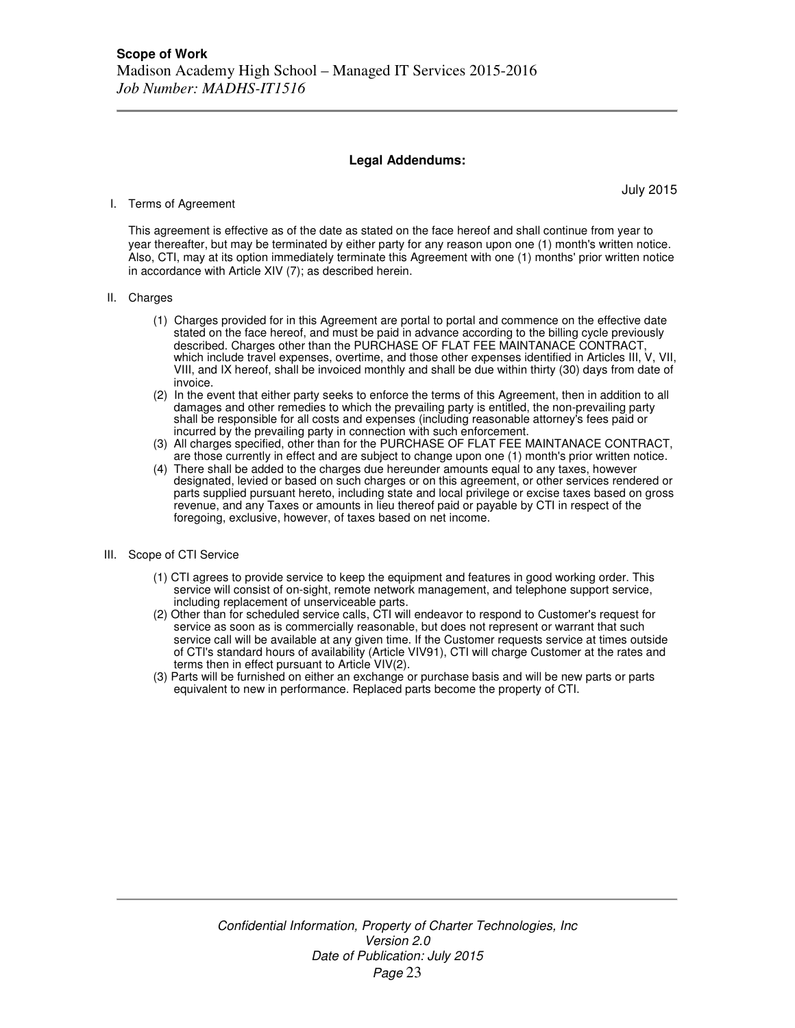## Legal Addendums:

July 2015

I. Terms of Agreement

This agreement is effective as of the date as stated on the face hereof and shall continue from year to year thereafter, but may be terminated by either party for any reason upon one (1) month's written notice. Also, CTI, may at its option immediately terminate this Agreement with one (1) months' prior written notice in accordance with Article XIV (7); as described herein.

II. Charges

(1) Charges provided for in this Agreement are portal to portal and commence on the effective date stated on the face hereof, and must be paid in advance according to the billing cycle previously described. Charges other than the PURCHASE OF FLAT FEE MAINTANACE CONTRACT, which include travel expenses, overtime, and those other expenses identified in Articles III, V, VII, VIII, and IX hereof, shall be invoiced monthly and shall be due within thirty (30) days from date of invoice.
(2) In the event that either party seeks to enforce the terms of this Agreement, then in addition to all damages and other remedies to which the prevailing party is entitled, the non-prevailing party shall be responsible for all costs and expenses (including reasonable attorney's fees paid or incurred by the prevailing party in connection with such enforcement.
(3) All charges specified, other than for the PURCHASE OF FLAT FEE MAINTANACE CONTRACT, are those currently in effect and are subject to change upon one (1) month's prior written notice.
(4) There shall be added to the charges due hereunder amounts equal to any taxes, however designated, levied or based on such charges or on this agreement, or other services rendered or parts supplied pursuant hereto, including state and local privilege or excise taxes based on gross revenue, and any Taxes or amounts in lieu thereof paid or payable by CTI in respect of the foregoing, exclusive, however, of taxes based on net income.

III. Scope of CTI Service

(1) CTI agrees to provide service to keep the equipment and features in good working order. This service will consist of on-sight, remote network management, and telephone support service, including replacement of unserviceable parts.
(2) Other than for scheduled service calls, CTI will endeavor to respond to Customer's request for service as soon as is commercially reasonable, but does not represent or warrant that such service call will be available at any given time. If the Customer requests service at times outside of CTI's standard hours of availability (Article VIV91), CTI will charge Customer at the rates and terms then in effect pursuant to Article VIV(2).
(3) Parts will be furnished on either an exchange or purchase basis and will be new parts or parts equivalent to new in performance. Replaced parts become the property of CTI.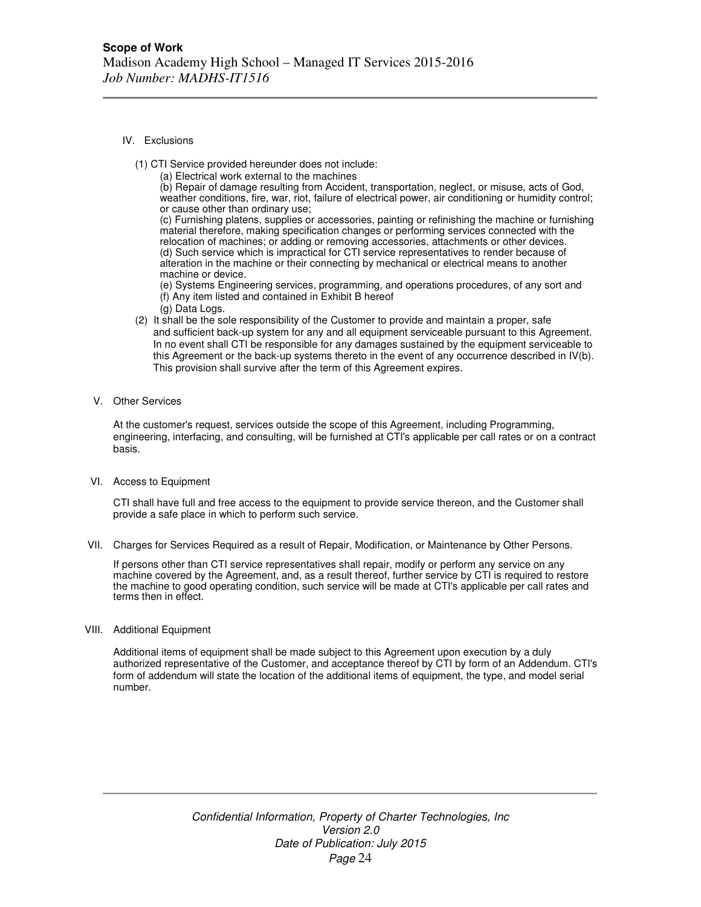IV. Exclusions

(1) CTI Service provided hereunder does not include:

(a) Electrical work external to the machines

(b) Repair of damage resulting from Accident, transportation, neglect, or misuse, acts of God, weather conditions, fire, war, riot, failure of electrical power, air conditioning or humidity control; or cause other than ordinary use;

(c) Furnishing platens, supplies or accessories, painting or refinishing the machine or furnishing material therefore, making specification changes or performing services connected with the relocation of machines; or adding or removing accessories, attachments or other devices.

(d) Such service which is impractical for CTI service representatives to render because of alteration in the machine or their connecting by mechanical or electrical means to another machine or device.

(e) Systems Engineering services, programming, and operations procedures, of any sort and

(f) Any item listed and contained in Exhibit B hereof

(g) Data Logs.

(2) It shall be the sole responsibility of the Customer to provide and maintain a proper, safe and sufficient back-up system for any and all equipment serviceable pursuant to this Agreement. In no event shall CTI be responsible for any damages sustained by the equipment serviceable to this Agreement or the back-up systems thereto in the event of any occurrence described in IV(b). This provision shall survive after the term of this Agreement expires.

V. Other Services

At the customer's request, services outside the scope of this Agreement, including Programming, engineering, interfacing, and consulting, will be furnished at CTI's applicable per call rates or on a contract basis.

VI. Access to Equipment

CTI shall have full and free access to the equipment to provide service thereon, and the Customer shall provide a safe place in which to perform such service.

VII. Charges for Services Required as a result of Repair, Modification, or Maintenance by Other Persons.

If persons other than CTI service representatives shall repair, modify or perform any service on any machine covered by the Agreement, and, as a result thereof, further service by CTI is required to restore the machine to good operating condition, such service will be made at CTI's applicable per call rates and terms then in effect.

VIII. Additional Equipment

Additional items of equipment shall be made subject to this Agreement upon execution by a duly authorized representative of the Customer, and acceptance thereof by CTI by form of an Addendum. CTI's form of addendum will state the location of the additional items of equipment, the type, and model serial number.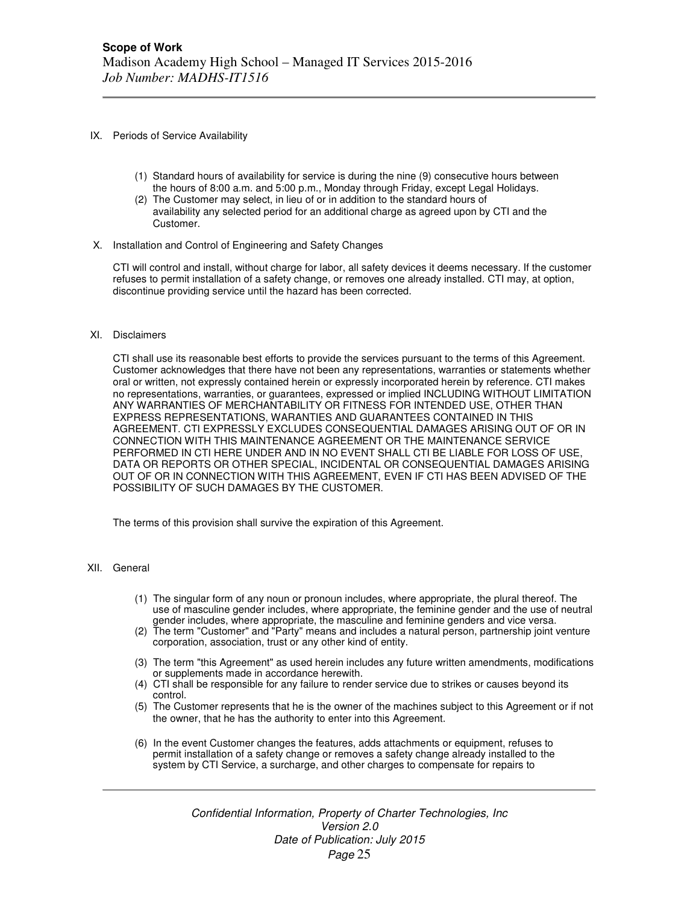## IX. Periods of Service Availability

(1) Standard hours of availability for service is during the nine (9) consecutive hours between the hours of 8:00 a.m. and 5:00 p.m., Monday through Friday, except Legal Holidays.
(2) The Customer may select, in lieu of or in addition to the standard hours of availability any selected period for an additional charge as agreed upon by CTI and the Customer.

## X. Installation and Control of Engineering and Safety Changes

CTI will control and install, without charge for labor, all safety devices it deems necessary. If the customer refuses to permit installation of a safety change, or removes one already installed. CTI may, at option, discontinue providing service until the hazard has been corrected.

## XI. Disclaimers

CTI shall use its reasonable best efforts to provide the services pursuant to the terms of this Agreement. Customer acknowledges that there have not been any representations, warranties or statements whether oral or written, not expressly contained herein or expressly incorporated herein by reference. CTI makes no representations, warranties, or guarantees, expressed or implied INCLUDING WITHOUT LIMITATION ANY WARRANTIES OF MERCHANTABILITY OR FITNESS FOR INTENDED USE, OTHER THAN EXPRESS REPRESENTATIONS, WARANTIES AND GUARANTEES CONTAINED IN THIS AGREEMENT. CTI EXPRESSLY EXCLUDES CONSEQUENTIAL DAMAGES ARISING OUT OF OR IN CONNECTION WITH THIS MAINTENANCE AGREEMENT OR THE MAINTENANCE SERVICE PERFORMED IN CTI HERE UNDER AND IN NO EVENT SHALL CTI BE LIABLE FOR LOSS OF USE, DATA OR REPORTS OR OTHER SPECIAL, INCIDENTAL OR CONSEQUENTIAL DAMAGES ARISING OUT OF OR IN CONNECTION WITH THIS AGREEMENT, EVEN IF CTI HAS BEEN ADVISED OF THE POSSIBILITY OF SUCH DAMAGES BY THE CUSTOMER.

The terms of this provision shall survive the expiration of this Agreement.

## XII. General

(1) The singular form of any noun or pronoun includes, where appropriate, the plural thereof. The use of masculine gender includes, where appropriate, the feminine gender and the use of neutral gender includes, where appropriate, the masculine and feminine genders and vice versa.
(2) The term "Customer" and "Party" means and includes a natural person, partnership joint venture corporation, association, trust or any other kind of entity.
(3) The term "this Agreement" as used herein includes any future written amendments, modifications or supplements made in accordance herewith.
(4) CTI shall be responsible for any failure to render service due to strikes or causes beyond its control.
(5) The Customer represents that he is the owner of the machines subject to this Agreement or if not the owner, that he has the authority to enter into this Agreement.
(6) In the event Customer changes the features, adds attachments or equipment, refuses to permit installation of a safety change or removes a safety change already installed to the system by CTI Service, a surcharge, and other charges to compensate for repairs to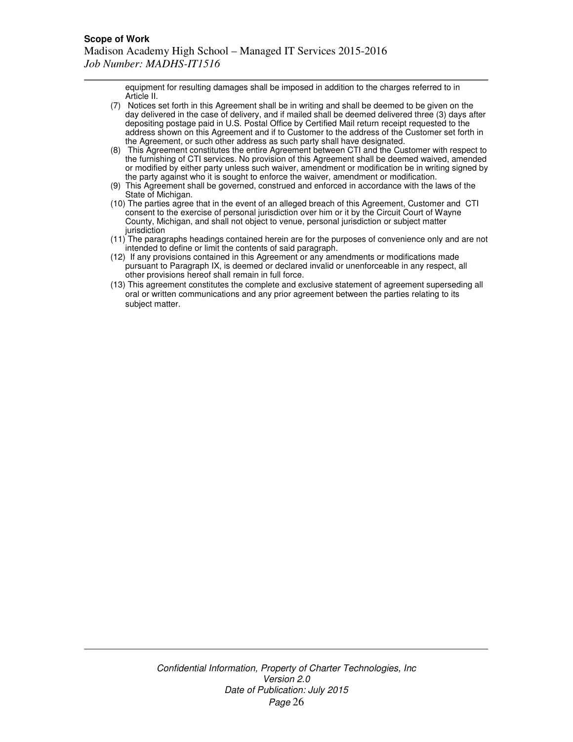equipment for resulting damages shall be imposed in addition to the charges referred to in Article II.

(7) Notices set forth in this Agreement shall be in writing and shall be deemed to be given on the day delivered in the case of delivery, and if mailed shall be deemed delivered three (3) days after depositing postage paid in U.S. Postal Office by Certified Mail return receipt requested to the address shown on this Agreement and if to Customer to the address of the Customer set forth in the Agreement, or such other address as such party shall have designated.

(8) This Agreement constitutes the entire Agreement between CTI and the Customer with respect to the furnishing of CTI services. No provision of this Agreement shall be deemed waived, amended or modified by either party unless such waiver, amendment or modification be in writing signed by the party against who it is sought to enforce the waiver, amendment or modification.

(9) This Agreement shall be governed, construed and enforced in accordance with the laws of the State of Michigan.

(10) The parties agree that in the event of an alleged breach of this Agreement, Customer and CTI consent to the exercise of personal jurisdiction over him or it by the Circuit Court of Wayne County, Michigan, and shall not object to venue, personal jurisdiction or subject matter jurisdiction

(11) The paragraphs headings contained herein are for the purposes of convenience only and are not intended to define or limit the contents of said paragraph.

(12) If any provisions contained in this Agreement or any amendments or modifications made pursuant to Paragraph IX, is deemed or declared invalid or unenforceable in any respect, all other provisions hereof shall remain in full force.

(13) This agreement constitutes the complete and exclusive statement of agreement superseding all oral or written communications and any prior agreement between the parties relating to its subject matter.